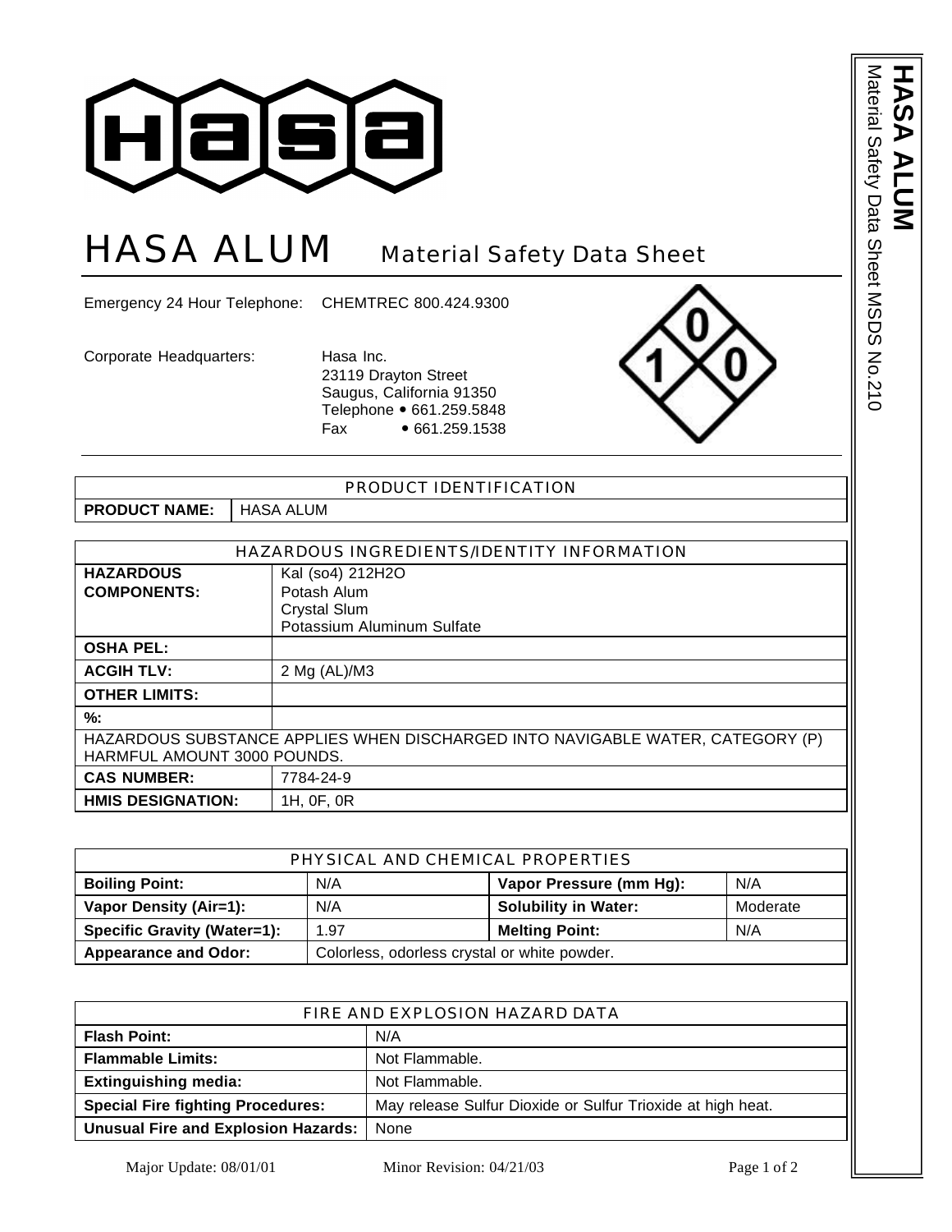# HASA ALUM Material Safety Data Sheet

Emergency 24 Hour Telephone: CHEMTREC 800.424.9300

Corporate Headquarters: Hasa Inc.
23119 Drayton Street
Saugus, California 91350
Telephone • 661.259.5848
Fax • 661.259.1538

| PRODUCT IDENTIFICATION | |
|---|---|
| **PRODUCT NAME:** | HASA ALUM |

| HAZARDOUS INGREDIENTS/IDENTITY INFORMATION | |
|---|---|
| **HAZARDOUS COMPONENTS:** | Kal (so4) 212H2O<br>Potash Alum<br>Crystal Slum<br>Potassium Aluminum Sulfate |
| **OSHA PEL:** | |
| **ACGIH TLV:** | 2 Mg (AL)/M3 |
| **OTHER LIMITS:** | |
| **%:** | |
| HAZARDOUS SUBSTANCE APPLIES WHEN DISCHARGED INTO NAVIGABLE WATER, CATEGORY (P) HARMFUL AMOUNT 3000 POUNDS. | |
| **CAS NUMBER:** | 7784-24-9 |
| **HMIS DESIGNATION:** | 1H, 0F, 0R |

| PHYSICAL AND CHEMICAL PROPERTIES | | | |
|---|---|---|---|
| **Boiling Point:** | N/A | **Vapor Pressure (mm Hg):** | N/A |
| **Vapor Density (Air=1):** | N/A | **Solubility in Water:** | Moderate |
| **Specific Gravity (Water=1):** | 1.97 | **Melting Point:** | N/A |
| **Appearance and Odor:** | Colorless, odorless crystal or white powder. | | |

| FIRE AND EXPLOSION HAZARD DATA | |
|---|---|
| **Flash Point:** | N/A |
| **Flammable Limits:** | Not Flammable. |
| **Extinguishing media:** | Not Flammable. |
| **Special Fire fighting Procedures:** | May release Sulfur Dioxide or Sulfur Trioxide at high heat. |
| **Unusual Fire and Explosion Hazards:** | None |

Major Update: 08/01/01 Minor Revision: 04/21/03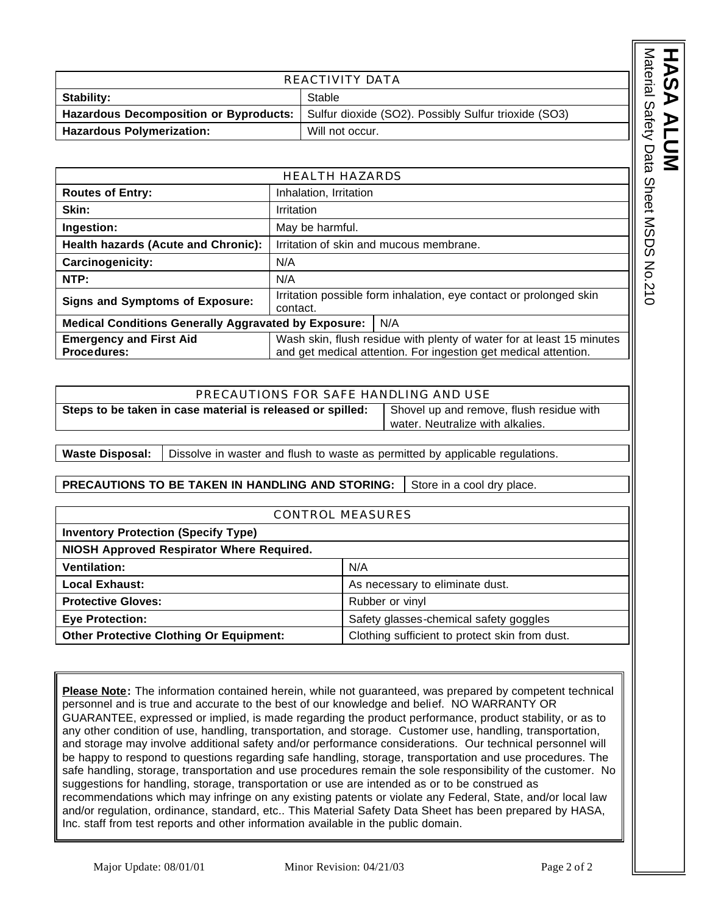| REACTIVITY DATA | |
|---|---|
| **Stability:** | Stable |
| **Hazardous Decomposition or Byproducts:** | Sulfur dioxide ($SO_2$). Possibly Sulfur trioxide ($SO_3$) |
| **Hazardous Polymerization:** | Will not occur. |

| HEALTH HAZARDS | |
|---|---|
| **Routes of Entry:** | Inhalation, Irritation |
| **Skin:** | Irritation |
| **Ingestion:** | May be harmful. |
| **Health hazards (Acute and Chronic):** | Irritation of skin and mucous membrane. |
| **Carcinogenicity:** | N/A |
| **NTP:** | N/A |
| **Signs and Symptoms of Exposure:** | Irritation possible form inhalation, eye contact or prolonged skin contact. |
| **Medical Conditions Generally Aggravated by Exposure:** | N/A |
| **Emergency and First Aid Procedures:** | Wash skin, flush residue with plenty of water for at least 15 minutes and get medical attention. For ingestion get medical attention. |

| PRECAUTIONS FOR SAFE HANDLING AND USE | |
|---|---|
| **Steps to be taken in case material is released or spilled:** | Shovel up and remove, flush residue with water. Neutralize with alkalies. |

| | |
|---|---|
| **Waste Disposal:** | Dissolve in waster and flush to waste as permitted by applicable regulations. |

| | |
|---|---|
| **PRECAUTIONS TO BE TAKEN IN HANDLING AND STORING:** | Store in a cool dry place. |

| CONTROL MEASURES | |
|---|---|
| **Inventory Protection (Specify Type)** | |
| **NIOSH Approved Respirator Where Required.** | |
| **Ventilation:** | N/A |
| **Local Exhaust:** | As necessary to eliminate dust. |
| **Protective Gloves:** | Rubber or vinyl |
| **Eye Protection:** | Safety glasses-chemical safety goggles |
| **Other Protective Clothing Or Equipment:** | Clothing sufficient to protect skin from dust. |

**Please Note:** The information contained herein, while not guaranteed, was prepared by competent technical personnel and is true and accurate to the best of our knowledge and belief. NO WARRANTY OR GUARANTEE, expressed or implied, is made regarding the product performance, product stability, or as to any other condition of use, handling, transportation, and storage. Customer use, handling, transportation, and storage may involve additional safety and/or performance considerations. Our technical personnel will be happy to respond to questions regarding safe handling, storage, transportation and use procedures. The safe handling, storage, transportation and use procedures remain the sole responsibility of the customer. No suggestions for handling, storage, transportation or use are intended as or to be construed as recommendations which may infringe on any existing patents or violate any Federal, State, and/or local law and/or regulation, ordinance, standard, etc.. This Material Safety Data Sheet has been prepared by HASA, Inc. staff from test reports and other information available in the public domain.

Major Update: 08/01/01 Minor Revision: 04/21/03